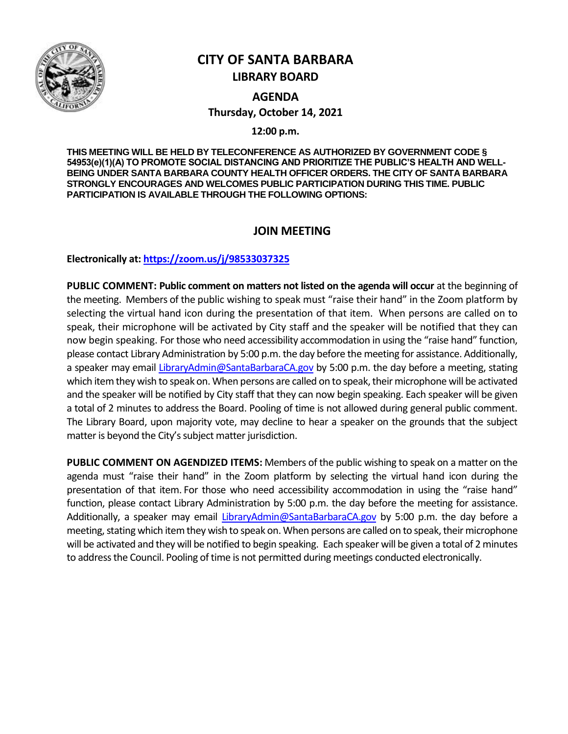# CITY OF SANTA BARBARA

## LIBRARY BOARD

## AGENDA

**Thursday, October 14, 2021**

**12:00 p.m.**

**THIS MEETING WILL BE HELD BY TELECONFERENCE AS AUTHORIZED BY GOVERNMENT CODE § 54953(e)(1)(A) TO PROMOTE SOCIAL DISTANCING AND PRIORITIZE THE PUBLIC'S HEALTH AND WELL-BEING UNDER SANTA BARBARA COUNTY HEALTH OFFICER ORDERS. THE CITY OF SANTA BARBARA STRONGLY ENCOURAGES AND WELCOMES PUBLIC PARTICIPATION DURING THIS TIME. PUBLIC PARTICIPATION IS AVAILABLE THROUGH THE FOLLOWING OPTIONS:**

## JOIN MEETING

**Electronically at: https://zoom.us/j/98533037325**

**PUBLIC COMMENT: Public comment on matters not listed on the agenda will occur** at the beginning of the meeting. Members of the public wishing to speak must "raise their hand" in the Zoom platform by selecting the virtual hand icon during the presentation of that item. When persons are called on to speak, their microphone will be activated by City staff and the speaker will be notified that they can now begin speaking. For those who need accessibility accommodation in using the "raise hand" function, please contact Library Administration by 5:00 p.m. the day before the meeting for assistance. Additionally, a speaker may email LibraryAdmin@SantaBarbaraCA.gov by 5:00 p.m. the day before a meeting, stating which item they wish to speak on. When persons are called on to speak, their microphone will be activated and the speaker will be notified by City staff that they can now begin speaking. Each speaker will be given a total of 2 minutes to address the Board. Pooling of time is not allowed during general public comment. The Library Board, upon majority vote, may decline to hear a speaker on the grounds that the subject matter is beyond the City's subject matter jurisdiction.

**PUBLIC COMMENT ON AGENDIZED ITEMS:** Members of the public wishing to speak on a matter on the agenda must "raise their hand" in the Zoom platform by selecting the virtual hand icon during the presentation of that item. For those who need accessibility accommodation in using the "raise hand" function, please contact Library Administration by 5:00 p.m. the day before the meeting for assistance. Additionally, a speaker may email LibraryAdmin@SantaBarbaraCA.gov by 5:00 p.m. the day before a meeting, stating which item they wish to speak on. When persons are called on to speak, their microphone will be activated and they will be notified to begin speaking. Each speaker will be given a total of 2 minutes to address the Council. Pooling of time is not permitted during meetings conducted electronically.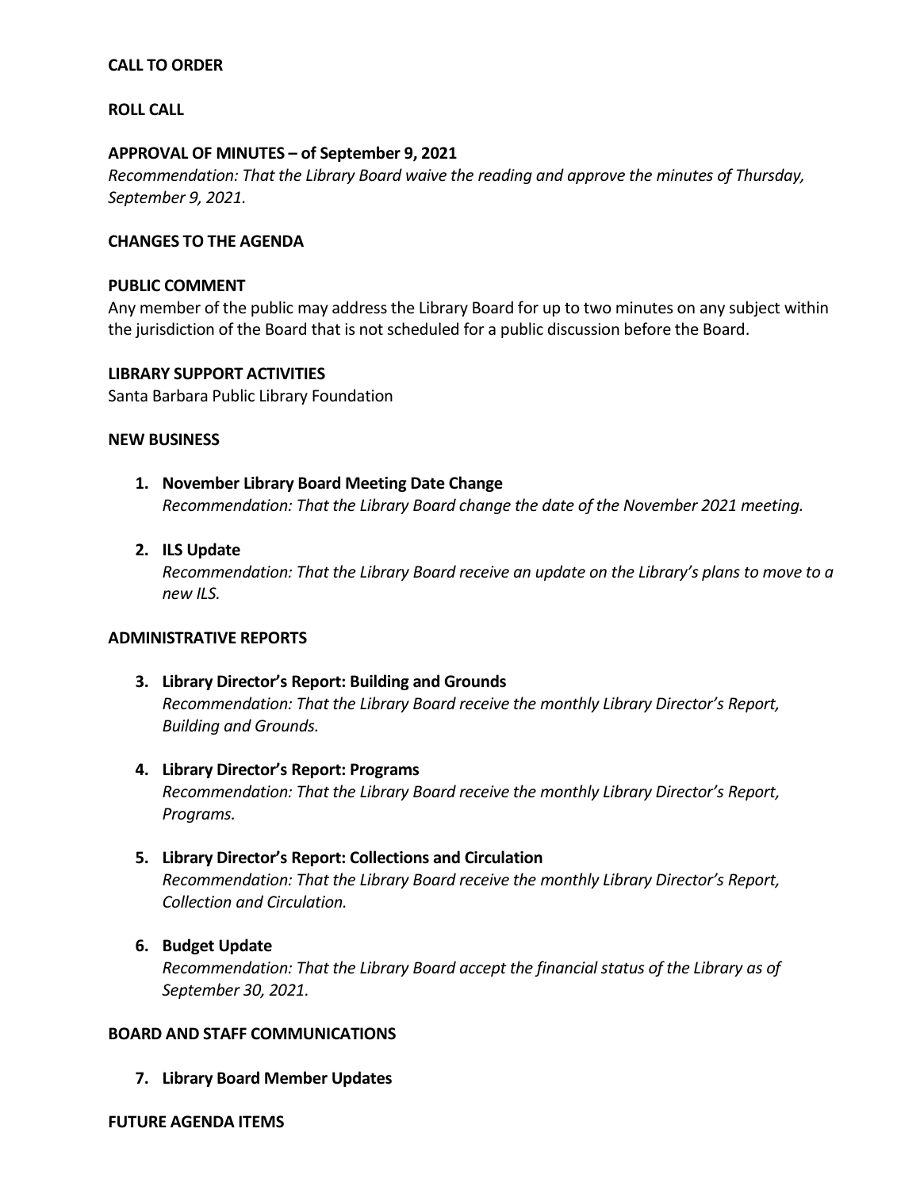**CALL TO ORDER**

**ROLL CALL**

**APPROVAL OF MINUTES – of September 9, 2021**

*Recommendation: That the Library Board waive the reading and approve the minutes of Thursday, September 9, 2021.*

**CHANGES TO THE AGENDA**

**PUBLIC COMMENT**

Any member of the public may address the Library Board for up to two minutes on any subject within the jurisdiction of the Board that is not scheduled for a public discussion before the Board.

**LIBRARY SUPPORT ACTIVITIES**

Santa Barbara Public Library Foundation

**NEW BUSINESS**

1. **November Library Board Meeting Date Change**
   *Recommendation: That the Library Board change the date of the November 2021 meeting.*

2. **ILS Update**
   *Recommendation: That the Library Board receive an update on the Library's plans to move to a new ILS.*

**ADMINISTRATIVE REPORTS**

3. **Library Director's Report: Building and Grounds**
   *Recommendation: That the Library Board receive the monthly Library Director's Report, Building and Grounds.*

4. **Library Director's Report: Programs**
   *Recommendation: That the Library Board receive the monthly Library Director's Report, Programs.*

5. **Library Director's Report: Collections and Circulation**
   *Recommendation: That the Library Board receive the monthly Library Director's Report, Collection and Circulation.*

6. **Budget Update**
   *Recommendation: That the Library Board accept the financial status of the Library as of September 30, 2021.*

**BOARD AND STAFF COMMUNICATIONS**

7. **Library Board Member Updates**

**FUTURE AGENDA ITEMS**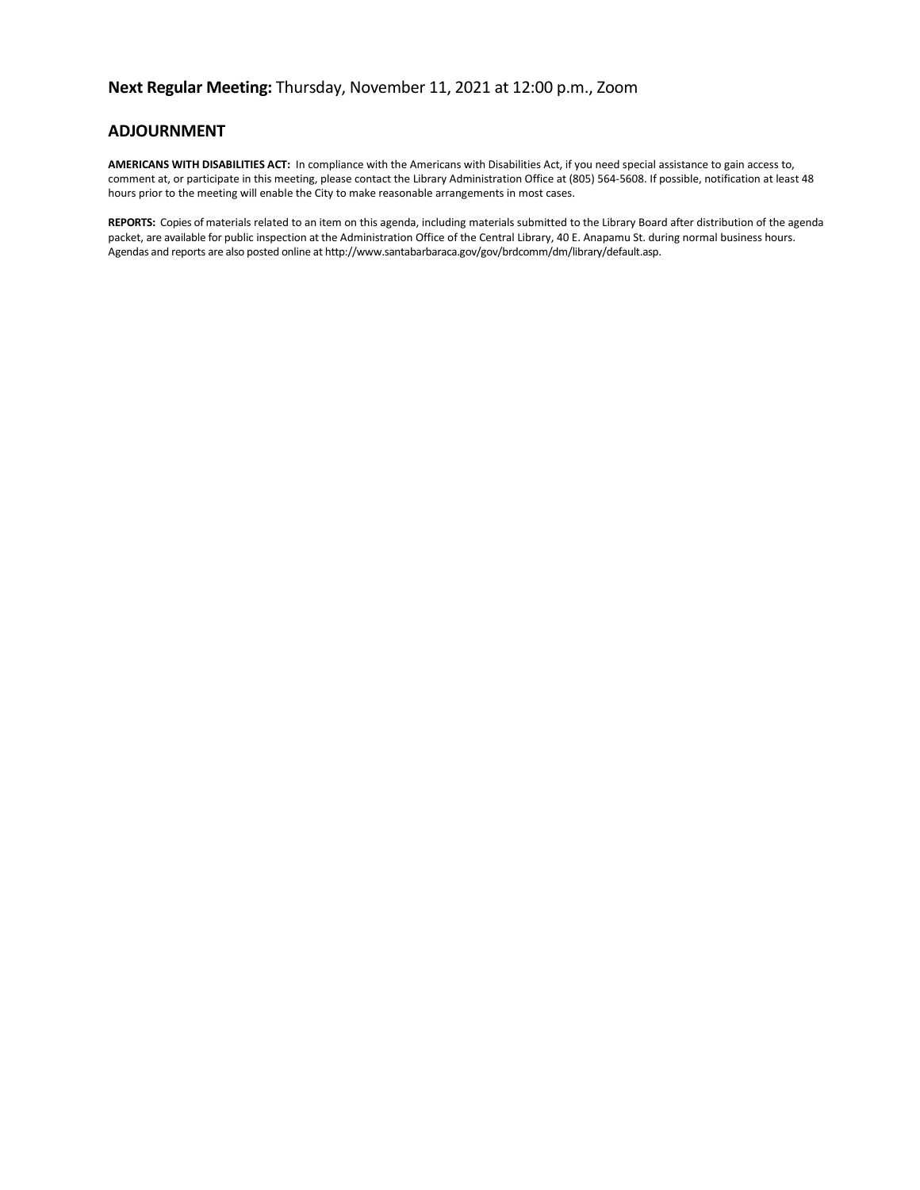**Next Regular Meeting:** Thursday, November 11, 2021 at 12:00 p.m., Zoom

## ADJOURNMENT

**AMERICANS WITH DISABILITIES ACT:** In compliance with the Americans with Disabilities Act, if you need special assistance to gain access to, comment at, or participate in this meeting, please contact the Library Administration Office at (805) 564-5608. If possible, notification at least 48 hours prior to the meeting will enable the City to make reasonable arrangements in most cases.

**REPORTS:** Copies of materials related to an item on this agenda, including materials submitted to the Library Board after distribution of the agenda packet, are available for public inspection at the Administration Office of the Central Library, 40 E. Anapamu St. during normal business hours. Agendas and reports are also posted online at http://www.santabarbaraca.gov/gov/brdcomm/dm/library/default.asp.